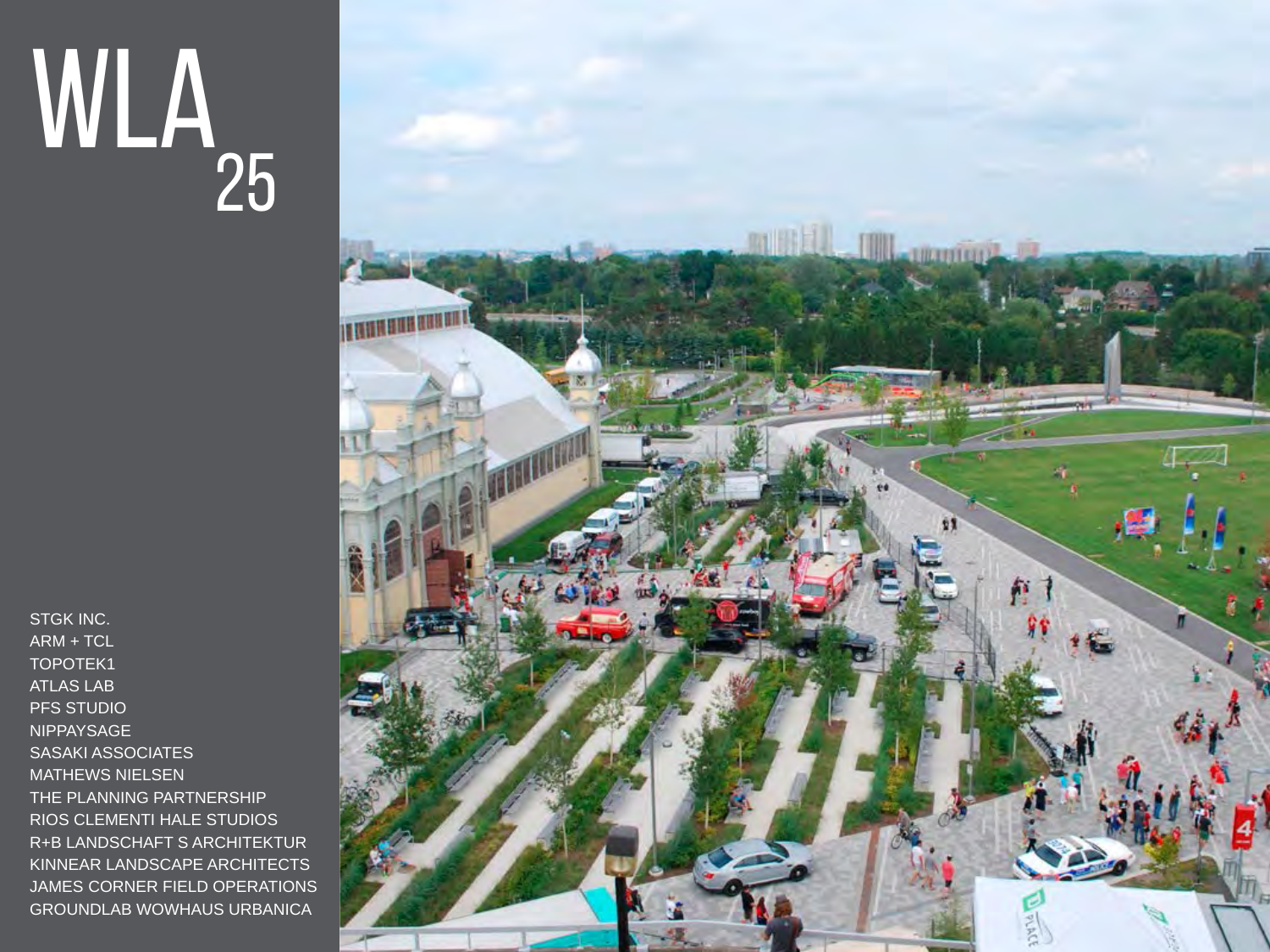# WLA 25

STGK INC.
ARM + TCL
TOPOTEK1
ATLAS LAB
PFS STUDIO
NIPPAYSAGE
SASAKI ASSOCIATES
MATHEWS NIELSEN
THE PLANNING PARTNERSHIP
RIOS CLEMENTI HALE STUDIOS
R+B LANDSCHAFT S ARCHITEKTUR
KINNEAR LANDSCAPE ARCHITECTS
JAMES CORNER FIELD OPERATIONS
GROUNDLAB WOWHAUS URBANICA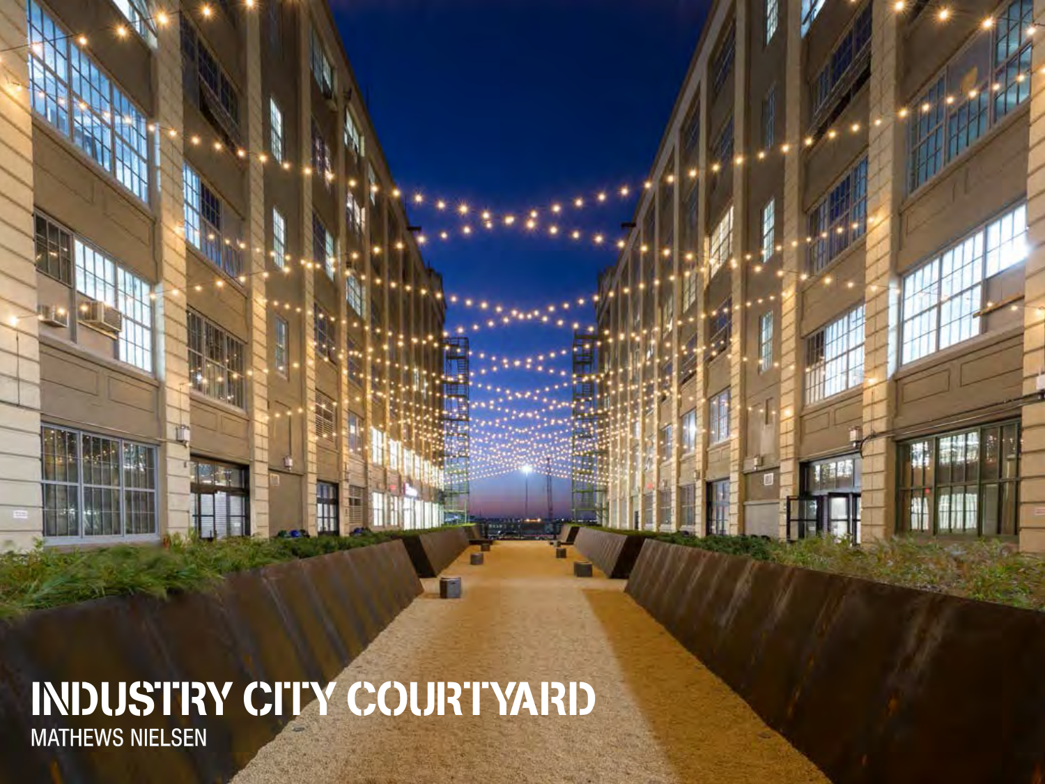# INDUSTRY CITY COURTYARD

MATHEWS NIELSEN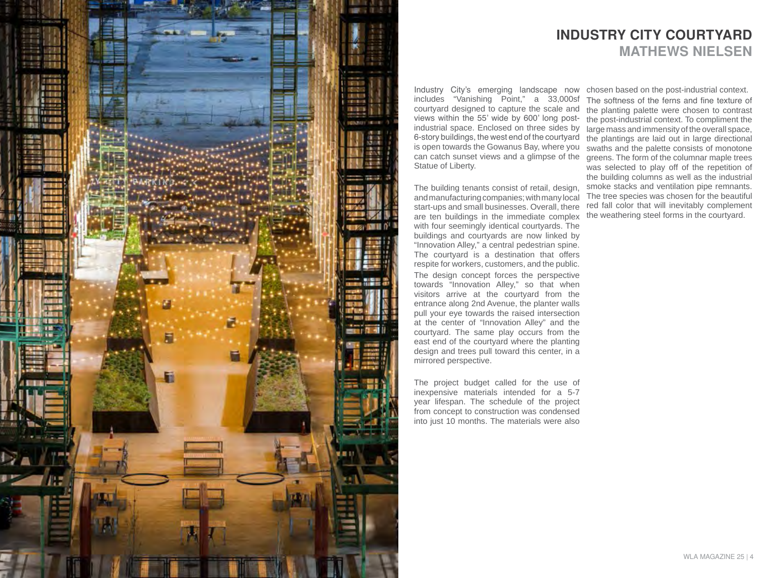# INDUSTRY CITY COURTYARD

## MATHEWS NIELSEN

Industry City's emerging landscape now includes "Vanishing Point," a 33,000sf courtyard designed to capture the scale and views within the 55' wide by 600' long post-industrial space. Enclosed on three sides by 6-story buildings, the west end of the courtyard is open towards the Gowanus Bay, where you can catch sunset views and a glimpse of the Statue of Liberty.

The building tenants consist of retail, design, and manufacturing companies; with many local start-ups and small businesses. Overall, there are ten buildings in the immediate complex with four seemingly identical courtyards. The buildings and courtyards are now linked by "Innovation Alley," a central pedestrian spine. The courtyard is a destination that offers respite for workers, customers, and the public.

The design concept forces the perspective towards "Innovation Alley," so that when visitors arrive at the courtyard from the entrance along 2nd Avenue, the planter walls pull your eye towards the raised intersection at the center of "Innovation Alley" and the courtyard. The same play occurs from the east end of the courtyard where the planting design and trees pull toward this center, in a mirrored perspective.

The project budget called for the use of inexpensive materials intended for a 5-7 year lifespan. The schedule of the project from concept to construction was condensed into just 10 months. The materials were also chosen based on the post-industrial context.

The softness of the ferns and fine texture of the planting palette were chosen to contrast the post-industrial context. To compliment the large mass and immensity of the overall space, the plantings are laid out in large directional swaths and the palette consists of monotone greens. The form of the columnar maple trees was selected to play off of the repetition of the building columns as well as the industrial smoke stacks and ventilation pipe remnants. The tree species was chosen for the beautiful red fall color that will inevitably complement the weathering steel forms in the courtyard.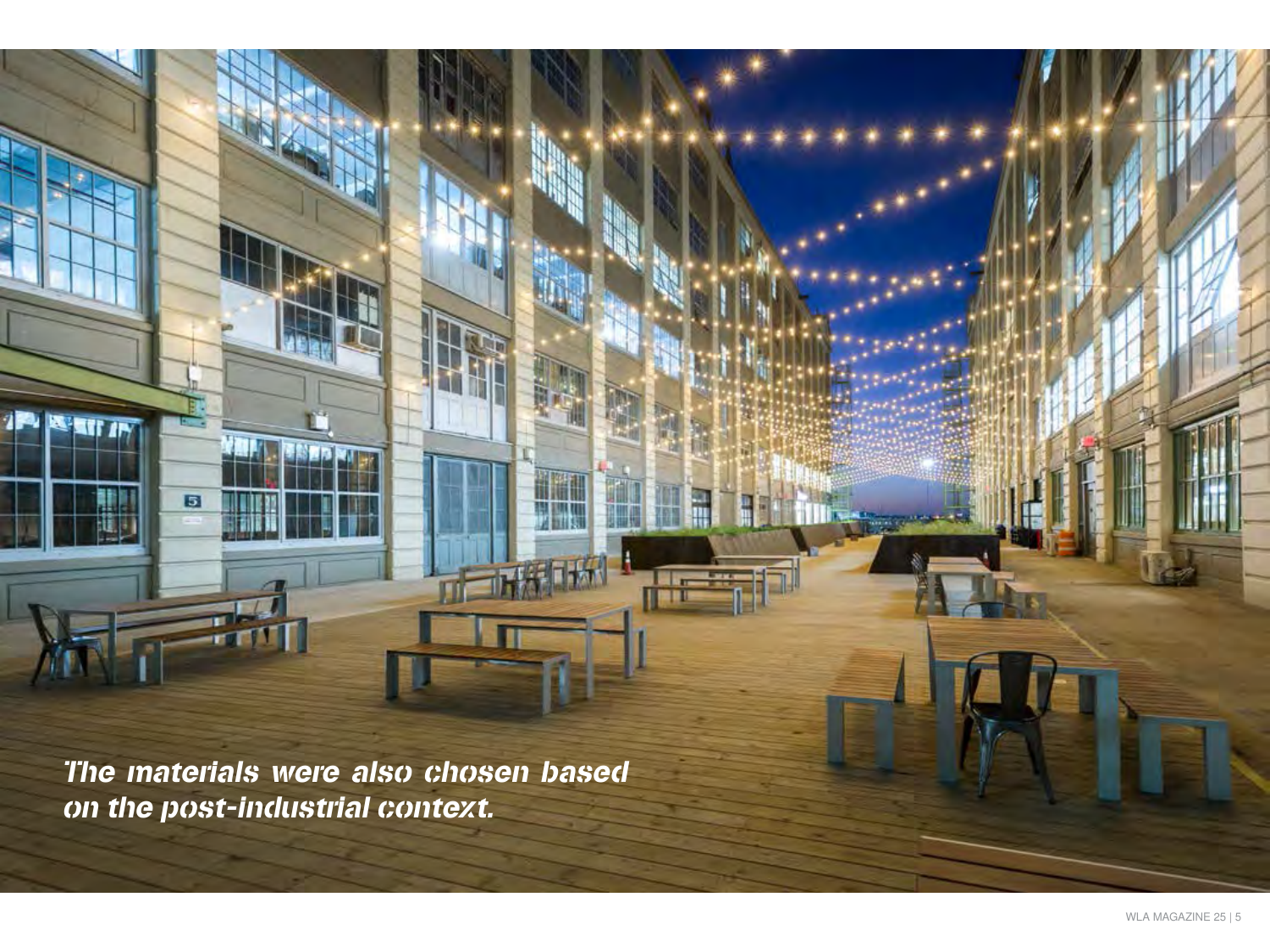***The materials were also chosen based on the post-industrial context.***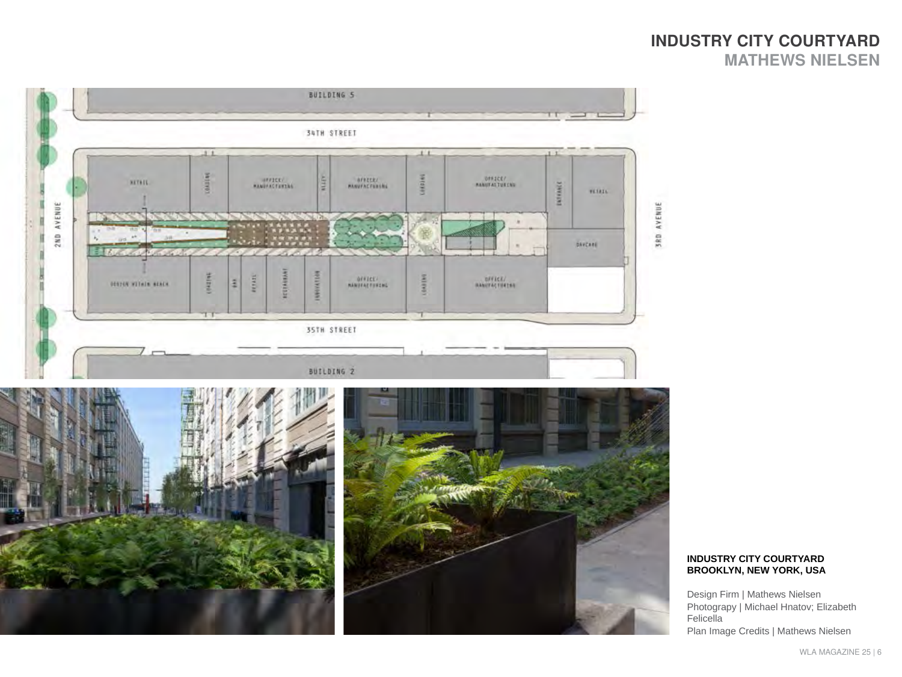# INDUSTRY CITY COURTYARD

## MATHEWS NIELSEN

**INDUSTRY CITY COURTYARD**
**BROOKLYN, NEW YORK, USA**

Design Firm | Mathews Nielsen
Photograpy | Michael Hnatov; Elizabeth Felicella
Plan Image Credits | Mathews Nielsen